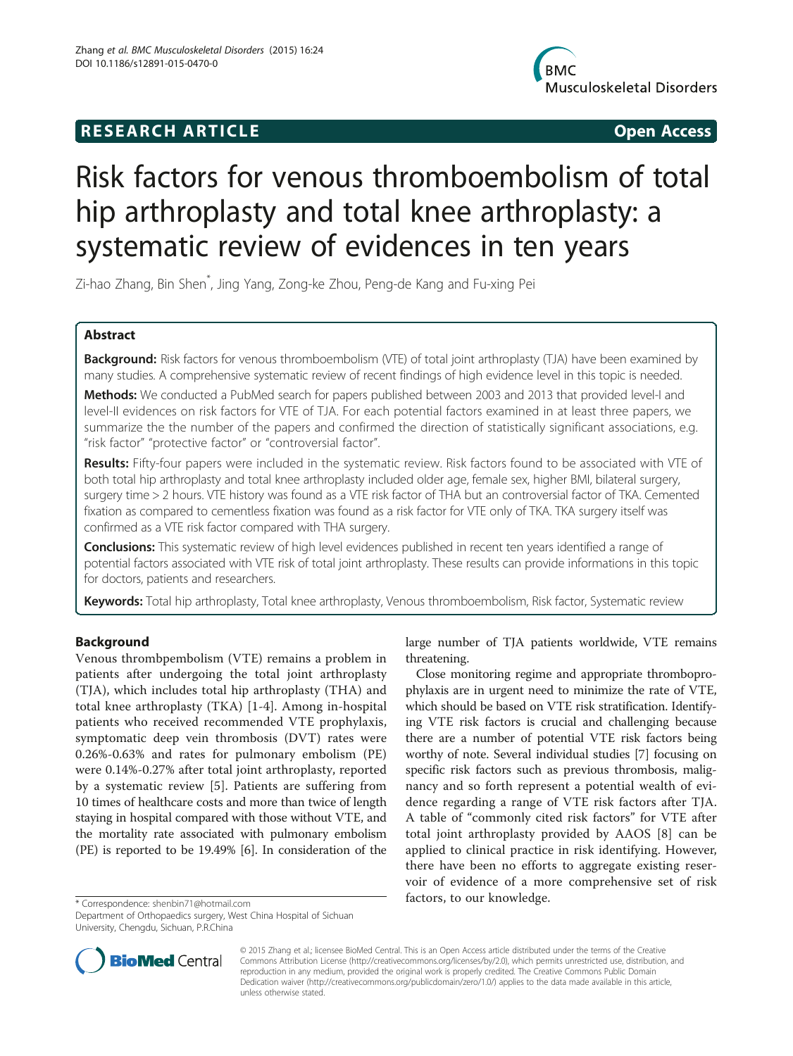**RESEARCH ARTICLE** **Open Access**

# Risk factors for venous thromboembolism of total hip arthroplasty and total knee arthroplasty: a systematic review of evidences in ten years

Zi-hao Zhang, Bin Shen*, Jing Yang, Zong-ke Zhou, Peng-de Kang and Fu-xing Pei

## Abstract

**Background:** Risk factors for venous thromboembolism (VTE) of total joint arthroplasty (TJA) have been examined by many studies. A comprehensive systematic review of recent findings of high evidence level in this topic is needed.

**Methods:** We conducted a PubMed search for papers published between 2003 and 2013 that provided level-I and level-II evidences on risk factors for VTE of TJA. For each potential factors examined in at least three papers, we summarize the the number of the papers and confirmed the direction of statistically significant associations, e.g. "risk factor" "protective factor" or "controversial factor".

**Results:** Fifty-four papers were included in the systematic review. Risk factors found to be associated with VTE of both total hip arthroplasty and total knee arthroplasty included older age, female sex, higher BMI, bilateral surgery, surgery time > 2 hours. VTE history was found as a VTE risk factor of THA but an controversial factor of TKA. Cemented fixation as compared to cementless fixation was found as a risk factor for VTE only of TKA. TKA surgery itself was confirmed as a VTE risk factor compared with THA surgery.

**Conclusions:** This systematic review of high level evidences published in recent ten years identified a range of potential factors associated with VTE risk of total joint arthroplasty. These results can provide informations in this topic for doctors, patients and researchers.

**Keywords:** Total hip arthroplasty, Total knee arthroplasty, Venous thromboembolism, Risk factor, Systematic review

## Background

Venous thrombpembolism (VTE) remains a problem in patients after undergoing the total joint arthroplasty (TJA), which includes total hip arthroplasty (THA) and total knee arthroplasty (TKA) [1-4]. Among in-hospital patients who received recommended VTE prophylaxis, symptomatic deep vein thrombosis (DVT) rates were 0.26%-0.63% and rates for pulmonary embolism (PE) were 0.14%-0.27% after total joint arthroplasty, reported by a systematic review [5]. Patients are suffering from 10 times of healthcare costs and more than twice of length staying in hospital compared with those without VTE, and the mortality rate associated with pulmonary embolism (PE) is reported to be 19.49% [6]. In consideration of the large number of TJA patients worldwide, VTE remains threatening.

Close monitoring regime and appropriate thromboprophylaxis are in urgent need to minimize the rate of VTE, which should be based on VTE risk stratification. Identifying VTE risk factors is crucial and challenging because there are a number of potential VTE risk factors being worthy of note. Several individual studies [7] focusing on specific risk factors such as previous thrombosis, malignancy and so forth represent a potential wealth of evidence regarding a range of VTE risk factors after TJA. A table of "commonly cited risk factors" for VTE after total joint arthroplasty provided by AAOS [8] can be applied to clinical practice in risk identifying. However, there have been no efforts to aggregate existing reservoir of evidence of a more comprehensive set of risk factors, to our knowledge.

\* Correspondence: shenbin71@hotmail.com
Department of Orthopaedics surgery, West China Hospital of Sichuan University, Chengdu, Sichuan, P.R.China

© 2015 Zhang et al.; licensee BioMed Central. This is an Open Access article distributed under the terms of the Creative Commons Attribution License (http://creativecommons.org/licenses/by/2.0), which permits unrestricted use, distribution, and reproduction in any medium, provided the original work is properly credited. The Creative Commons Public Domain Dedication waiver (http://creativecommons.org/publicdomain/zero/1.0/) applies to the data made available in this article, unless otherwise stated.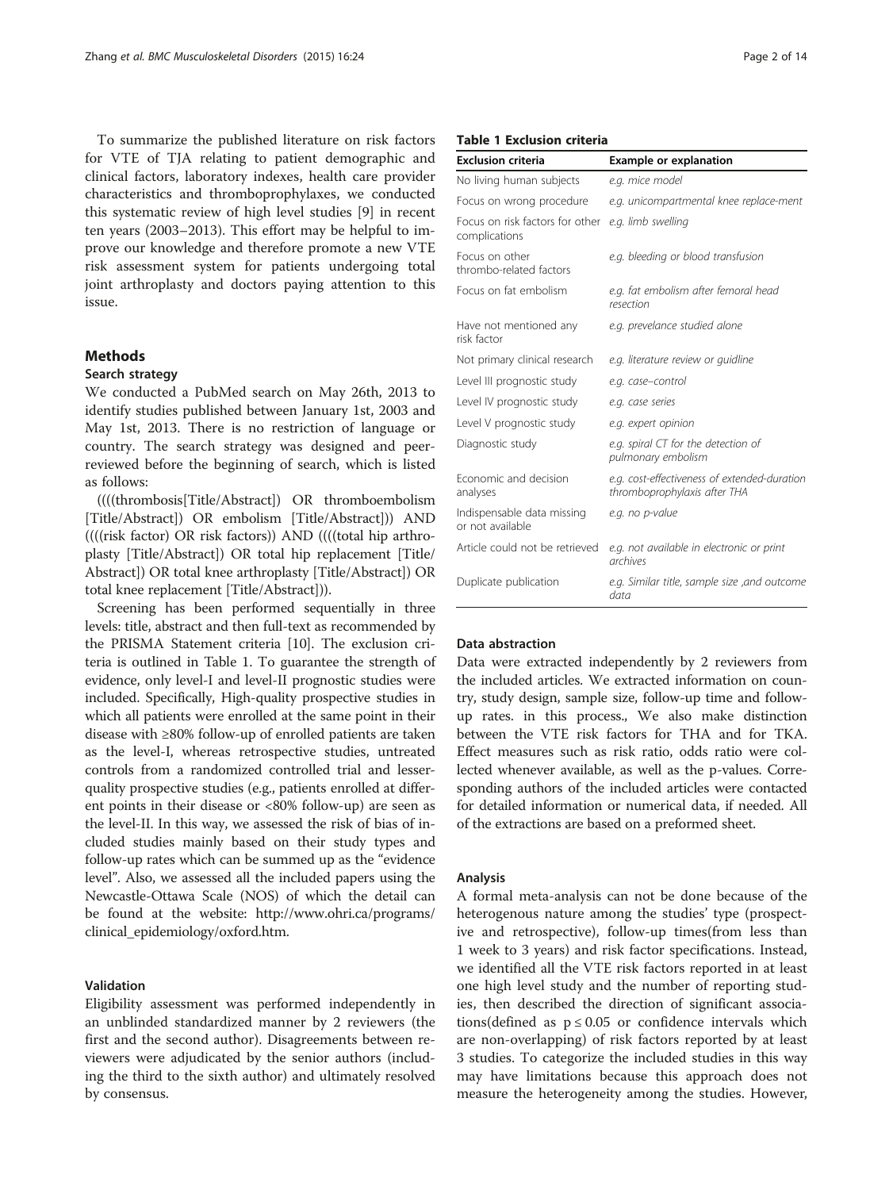To summarize the published literature on risk factors for VTE of TJA relating to patient demographic and clinical factors, laboratory indexes, health care provider characteristics and thromboprophylaxes, we conducted this systematic review of high level studies [9] in recent ten years (2003–2013). This effort may be helpful to improve our knowledge and therefore promote a new VTE risk assessment system for patients undergoing total joint arthroplasty and doctors paying attention to this issue.

## Methods

### Search strategy

We conducted a PubMed search on May 26th, 2013 to identify studies published between January 1st, 2003 and May 1st, 2013. There is no restriction of language or country. The search strategy was designed and peer-reviewed before the beginning of search, which is listed as follows:

((((thrombosis[Title/Abstract]) OR thromboembolism [Title/Abstract]) OR embolism [Title/Abstract])) AND ((((risk factor) OR risk factors)) AND ((((total hip arthroplasty [Title/Abstract]) OR total hip replacement [Title/Abstract]) OR total knee arthroplasty [Title/Abstract]) OR total knee replacement [Title/Abstract])).

Screening has been performed sequentially in three levels: title, abstract and then full-text as recommended by the PRISMA Statement criteria [10]. The exclusion criteria is outlined in Table 1. To guarantee the strength of evidence, only level-I and level-II prognostic studies were included. Specifically, High-quality prospective studies in which all patients were enrolled at the same point in their disease with ≥80% follow-up of enrolled patients are taken as the level-I, whereas retrospective studies, untreated controls from a randomized controlled trial and lesser-quality prospective studies (e.g., patients enrolled at different points in their disease or <80% follow-up) are seen as the level-II. In this way, we assessed the risk of bias of included studies mainly based on their study types and follow-up rates which can be summed up as the "evidence level". Also, we assessed all the included papers using the Newcastle-Ottawa Scale (NOS) of which the detail can be found at the website: http://www.ohri.ca/programs/clinical_epidemiology/oxford.htm.

### Validation

Eligibility assessment was performed independently in an unblinded standardized manner by 2 reviewers (the first and the second author). Disagreements between reviewers were adjudicated by the senior authors (including the third to the sixth author) and ultimately resolved by consensus.

**Table 1 Exclusion criteria**

| Exclusion criteria | Example or explanation |
|---|---|
| No living human subjects | *e.g. mice model* |
| Focus on wrong procedure | *e.g. unicompartmental knee replace-ment* |
| Focus on risk factors for other complications | *e.g. limb swelling* |
| Focus on other thrombo-related factors | *e.g. bleeding or blood transfusion* |
| Focus on fat embolism | *e.g. fat embolism after femoral head resection* |
| Have not mentioned any risk factor | *e.g. prevelance studied alone* |
| Not primary clinical research | *e.g. literature review or guidline* |
| Level III prognostic study | *e.g. case–control* |
| Level IV prognostic study | *e.g. case series* |
| Level V prognostic study | *e.g. expert opinion* |
| Diagnostic study | *e.g. spiral CT for the detection of pulmonary embolism* |
| Economic and decision analyses | *e.g. cost-effectiveness of extended-duration thromboprophylaxis after THA* |
| Indispensable data missing or not available | *e.g. no p-value* |
| Article could not be retrieved | *e.g. not available in electronic or print archives* |
| Duplicate publication | *e.g. Similar title, sample size ,and outcome data* |

### Data abstraction

Data were extracted independently by 2 reviewers from the included articles. We extracted information on country, study design, sample size, follow-up time and follow-up rates. in this process., We also make distinction between the VTE risk factors for THA and for TKA. Effect measures such as risk ratio, odds ratio were collected whenever available, as well as the p-values. Corresponding authors of the included articles were contacted for detailed information or numerical data, if needed. All of the extractions are based on a preformed sheet.

### Analysis

A formal meta-analysis can not be done because of the heterogenous nature among the studies' type (prospective and retrospective), follow-up times(from less than 1 week to 3 years) and risk factor specifications. Instead, we identified all the VTE risk factors reported in at least one high level study and the number of reporting studies, then described the direction of significant associations(defined as $p \leq 0.05$ or confidence intervals which are non-overlapping) of risk factors reported by at least 3 studies. To categorize the included studies in this way may have limitations because this approach does not measure the heterogeneity among the studies. However,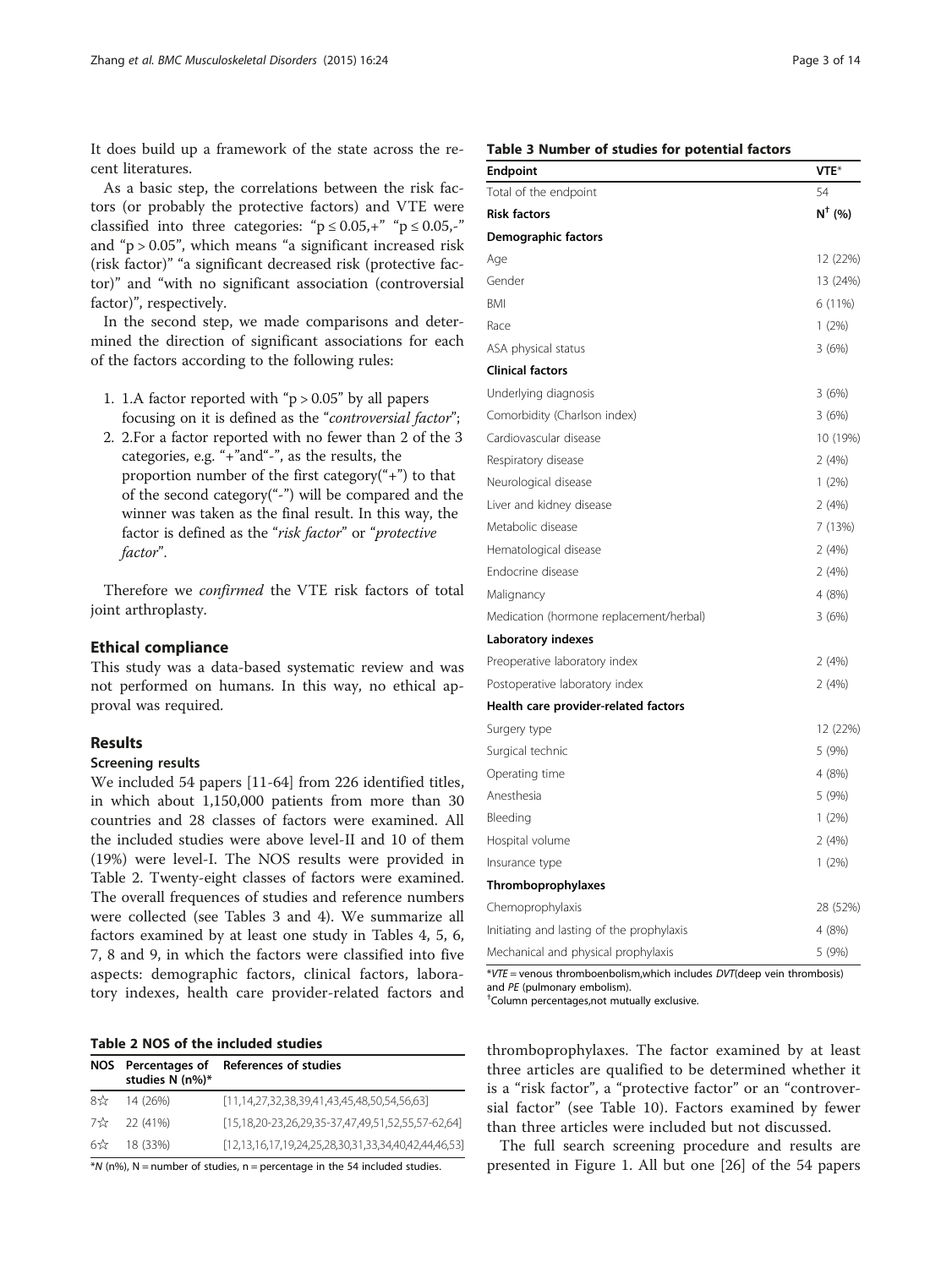It does build up a framework of the state across the recent literatures.

As a basic step, the correlations between the risk factors (or probably the protective factors) and VTE were classified into three categories: "p ≤ 0.05,+" "p ≤ 0.05,-" and "p > 0.05", which means "a significant increased risk (risk factor)" "a significant decreased risk (protective factor)" and "with no significant association (controversial factor)", respectively.

In the second step, we made comparisons and determined the direction of significant associations for each of the factors according to the following rules:

1. 1.A factor reported with "p > 0.05" by all papers focusing on it is defined as the "*controversial factor*";
2. 2.For a factor reported with no fewer than 2 of the 3 categories, e.g. "+"and"-", as the results, the proportion number of the first category("+") to that of the second category("-") will be compared and the winner was taken as the final result. In this way, the factor is defined as the "*risk factor*" or "*protective factor*".

Therefore we *confirmed* the VTE risk factors of total joint arthroplasty.

## Ethical compliance

This study was a data-based systematic review and was not performed on humans. In this way, no ethical approval was required.

## Results

### Screening results

We included 54 papers [11-64] from 226 identified titles, in which about 1,150,000 patients from more than 30 countries and 28 classes of factors were examined. All the included studies were above level-II and 10 of them (19%) were level-I. The NOS results were provided in Table 2. Twenty-eight classes of factors were examined. The overall frequences of studies and reference numbers were collected (see Tables 3 and 4). We summarize all factors examined by at least one study in Tables 4, 5, 6, 7, 8 and 9, in which the factors were classified into five aspects: demographic factors, clinical factors, laboratory indexes, health care provider-related factors and thromboprophylaxes. The factor examined by at least three articles are qualified to be determined whether it is a "risk factor", a "protective factor" or an "controversial factor" (see Table 10). Factors examined by fewer than three articles were included but not discussed.

The full search screening procedure and results are presented in Figure 1. All but one [26] of the 54 papers

**Table 2 NOS of the included studies**

| NOS | Percentages of studies N (n%)* | References of studies |
|---|---|---|
| 8☆ | 14 (26%) | [11,14,27,32,38,39,41,43,45,48,50,54,56,63] |
| 7☆ | 22 (41%) | [15,18,20-23,26,29,35-37,47,49,51,52,55,57-62,64] |
| 6☆ | 18 (33%) | [12,13,16,17,19,24,25,28,30,31,33,34,40,42,44,46,53] |

*N (n%), N = number of studies, n = percentage in the 54 included studies.

**Table 3 Number of studies for potential factors**

| Endpoint | VTE* |
|---|---|
| Total of the endpoint | 54 |
| **Risk factors** | N[†] (%) |
| **Demographic factors** | |
| Age | 12 (22%) |
| Gender | 13 (24%) |
| BMI | 6 (11%) |
| Race | 1 (2%) |
| ASA physical status | 3 (6%) |
| **Clinical factors** | |
| Underlying diagnosis | 3 (6%) |
| Comorbidity (Charlson index) | 3 (6%) |
| Cardiovascular disease | 10 (19%) |
| Respiratory disease | 2 (4%) |
| Neurological disease | 1 (2%) |
| Liver and kidney disease | 2 (4%) |
| Metabolic disease | 7 (13%) |
| Hematological disease | 2 (4%) |
| Endocrine disease | 2 (4%) |
| Malignancy | 4 (8%) |
| Medication (hormone replacement/herbal) | 3 (6%) |
| **Laboratory indexes** | |
| Preoperative laboratory index | 2 (4%) |
| Postoperative laboratory index | 2 (4%) |
| **Health care provider-related factors** | |
| Surgery type | 12 (22%) |
| Surgical technic | 5 (9%) |
| Operating time | 4 (8%) |
| Anesthesia | 5 (9%) |
| Bleeding | 1 (2%) |
| Hospital volume | 2 (4%) |
| Insurance type | 1 (2%) |
| **Thromboprophylaxes** | |
| Chemoprophylaxis | 28 (52%) |
| Initiating and lasting of the prophylaxis | 4 (8%) |
| Mechanical and physical prophylaxis | 5 (9%) |

**VTE* = venous thromboenbolism,which includes *DVT*(deep vein thrombosis) and *PE* (pulmonary embolism).
[†]Column percentages,not mutually exclusive.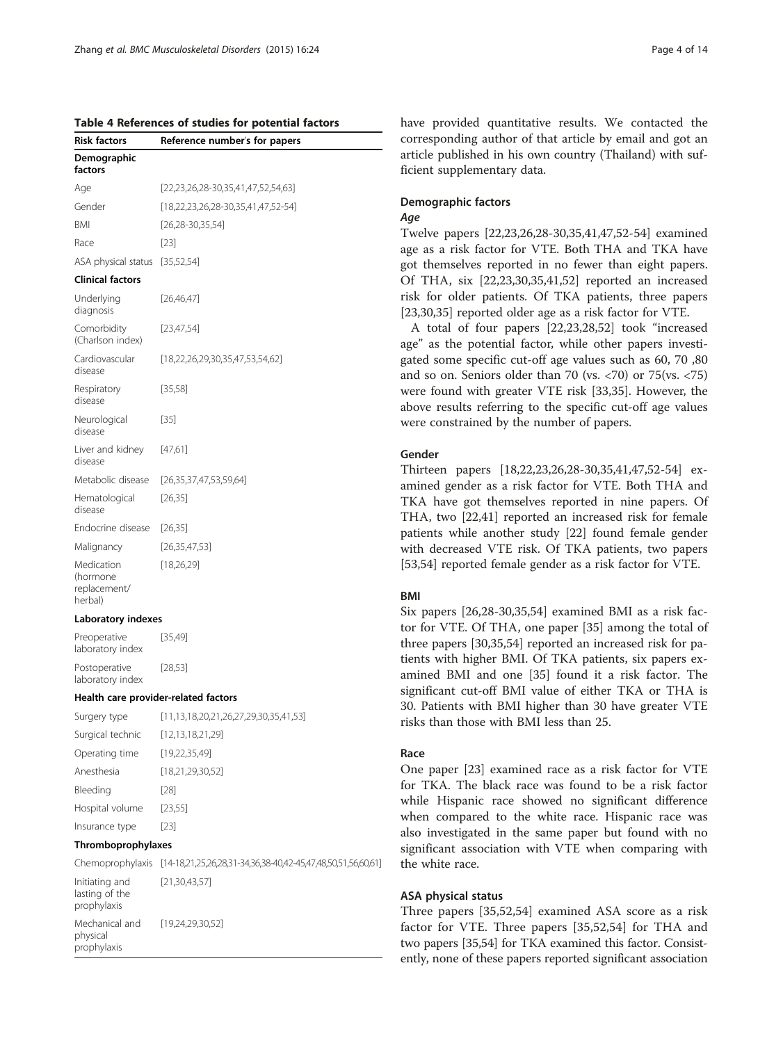**Table 4 References of studies for potential factors**

| Risk factors | Reference number's for papers |
|---|---|
| **Demographic factors** | |
| Age | [22,23,26,28-30,35,41,47,52,54,63] |
| Gender | [18,22,23,26,28-30,35,41,47,52-54] |
| BMI | [26,28-30,35,54] |
| Race | [23] |
| ASA physical status | [35,52,54] |
| **Clinical factors** | |
| Underlying diagnosis | [26,46,47] |
| Comorbidity (Charlson index) | [23,47,54] |
| Cardiovascular disease | [18,22,26,29,30,35,47,53,54,62] |
| Respiratory disease | [35,58] |
| Neurological disease | [35] |
| Liver and kidney disease | [47,61] |
| Metabolic disease | [26,35,37,47,53,59,64] |
| Hematological disease | [26,35] |
| Endocrine disease | [26,35] |
| Malignancy | [26,35,47,53] |
| Medication (hormone replacement/ herbal) | [18,26,29] |
| **Laboratory indexes** | |
| Preoperative laboratory index | [35,49] |
| Postoperative laboratory index | [28,53] |
| **Health care provider-related factors** | |
| Surgery type | [11,13,18,20,21,26,27,29,30,35,41,53] |
| Surgical technic | [12,13,18,21,29] |
| Operating time | [19,22,35,49] |
| Anesthesia | [18,21,29,30,52] |
| Bleeding | [28] |
| Hospital volume | [23,55] |
| Insurance type | [23] |
| **Thromboprophylaxes** | |
| Chemoprophylaxis | [14-18,21,25,26,28,31-34,36,38-40,42-45,47,48,50,51,56,60,61] |
| Initiating and lasting of the prophylaxis | [21,30,43,57] |
| Mechanical and physical prophylaxis | [19,24,29,30,52] |

have provided quantitative results. We contacted the corresponding author of that article by email and got an article published in his own country (Thailand) with sufficient supplementary data.

### Demographic factors

#### *Age*

Twelve papers [22,23,26,28-30,35,41,47,52-54] examined age as a risk factor for VTE. Both THA and TKA have got themselves reported in no fewer than eight papers. Of THA, six [22,23,30,35,41,52] reported an increased risk for older patients. Of TKA patients, three papers [23,30,35] reported older age as a risk factor for VTE.

A total of four papers [22,23,28,52] took "increased age" as the potential factor, while other papers investigated some specific cut-off age values such as 60, 70 ,80 and so on. Seniors older than 70 (vs. <70) or 75(vs. <75) were found with greater VTE risk [33,35]. However, the above results referring to the specific cut-off age values were constrained by the number of papers.

#### Gender

Thirteen papers [18,22,23,26,28-30,35,41,47,52-54] examined gender as a risk factor for VTE. Both THA and TKA have got themselves reported in nine papers. Of THA, two [22,41] reported an increased risk for female patients while another study [22] found female gender with decreased VTE risk. Of TKA patients, two papers [53,54] reported female gender as a risk factor for VTE.

#### BMI

Six papers [26,28-30,35,54] examined BMI as a risk factor for VTE. Of THA, one paper [35] among the total of three papers [30,35,54] reported an increased risk for patients with higher BMI. Of TKA patients, six papers examined BMI and one [35] found it a risk factor. The significant cut-off BMI value of either TKA or THA is 30. Patients with BMI higher than 30 have greater VTE risks than those with BMI less than 25.

#### Race

One paper [23] examined race as a risk factor for VTE for TKA. The black race was found to be a risk factor while Hispanic race showed no significant difference when compared to the white race. Hispanic race was also investigated in the same paper but found with no significant association with VTE when comparing with the white race.

#### ASA physical status

Three papers [35,52,54] examined ASA score as a risk factor for VTE. Three papers [35,52,54] for THA and two papers [35,54] for TKA examined this factor. Consistently, none of these papers reported significant association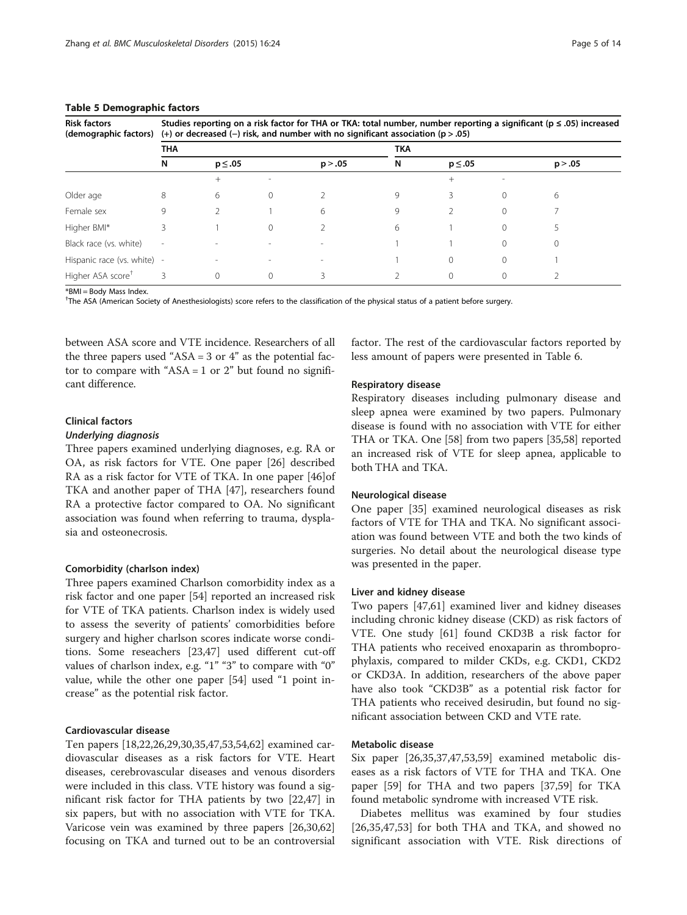**Table 5 Demographic factors**

| Risk factors (demographic factors) | Studies reporting on a risk factor for THA or TKA: total number, number reporting a significant (p ≤ .05) increased (+) or decreased (−) risk, and number with no significant association (p > .05) | | | | | | | |
|---|---|---|---|---|---|---|---|---|
| | THA | | | | TKA | | | |
| | N | p ≤ .05 | | p > .05 | N | p ≤ .05 | | p > .05 |
| | | + | - | | | + | - | |
| Older age | 8 | 6 | 0 | 2 | 9 | 3 | 0 | 6 |
| Female sex | 9 | 2 | 1 | 6 | 9 | 2 | 0 | 7 |
| Higher BMI* | 3 | 1 | 0 | 2 | 6 | 1 | 0 | 5 |
| Black race (vs. white) | - | - | - | - | 1 | 1 | 0 | 0 |
| Hispanic race (vs. white) | - | - | - | - | 1 | 0 | 0 | 1 |
| Higher ASA score[†] | 3 | 0 | 0 | 3 | 2 | 0 | 0 | 2 |

*BMI = Body Mass Index.
[†]The ASA (American Society of Anesthesiologists) score refers to the classification of the physical status of a patient before surgery.

between ASA score and VTE incidence. Researchers of all the three papers used "ASA = 3 or 4" as the potential factor to compare with "ASA = 1 or 2" but found no significant difference.

### Clinical factors

#### *Underlying diagnosis*

Three papers examined underlying diagnoses, e.g. RA or OA, as risk factors for VTE. One paper [26] described RA as a risk factor for VTE of TKA. In one paper [46]of TKA and another paper of THA [47], researchers found RA a protective factor compared to OA. No significant association was found when referring to trauma, dysplasia and osteonecrosis.

#### Comorbidity (charlson index)

Three papers examined Charlson comorbidity index as a risk factor and one paper [54] reported an increased risk for VTE of TKA patients. Charlson index is widely used to assess the severity of patients' comorbidities before surgery and higher charlson scores indicate worse conditions. Some reseachers [23,47] used different cut-off values of charlson index, e.g. "1" "3" to compare with "0" value, while the other one paper [54] used "1 point increase" as the potential risk factor.

#### Cardiovascular disease

Ten papers [18,22,26,29,30,35,47,53,54,62] examined cardiovascular diseases as a risk factors for VTE. Heart diseases, cerebrovascular diseases and venous disorders were included in this class. VTE history was found a significant risk factor for THA patients by two [22,47] in six papers, but with no association with VTE for TKA. Varicose vein was examined by three papers [26,30,62] focusing on TKA and turned out to be an controversial factor. The rest of the cardiovascular factors reported by less amount of papers were presented in Table 6.

#### Respiratory disease

Respiratory diseases including pulmonary disease and sleep apnea were examined by two papers. Pulmonary disease is found with no association with VTE for either THA or TKA. One [58] from two papers [35,58] reported an increased risk of VTE for sleep apnea, applicable to both THA and TKA.

#### Neurological disease

One paper [35] examined neurological diseases as risk factors of VTE for THA and TKA. No significant association was found between VTE and both the two kinds of surgeries. No detail about the neurological disease type was presented in the paper.

#### Liver and kidney disease

Two papers [47,61] examined liver and kidney diseases including chronic kidney disease (CKD) as risk factors of VTE. One study [61] found CKD3B a risk factor for THA patients who received enoxaparin as thromboprophylaxis, compared to milder CKDs, e.g. CKD1, CKD2 or CKD3A. In addition, researchers of the above paper have also took "CKD3B" as a potential risk factor for THA patients who received desirudin, but found no significant association between CKD and VTE rate.

#### Metabolic disease

Six paper [26,35,37,47,53,59] examined metabolic diseases as a risk factors of VTE for THA and TKA. One paper [59] for THA and two papers [37,59] for TKA found metabolic syndrome with increased VTE risk.

Diabetes mellitus was examined by four studies [26,35,47,53] for both THA and TKA, and showed no significant association with VTE. Risk directions of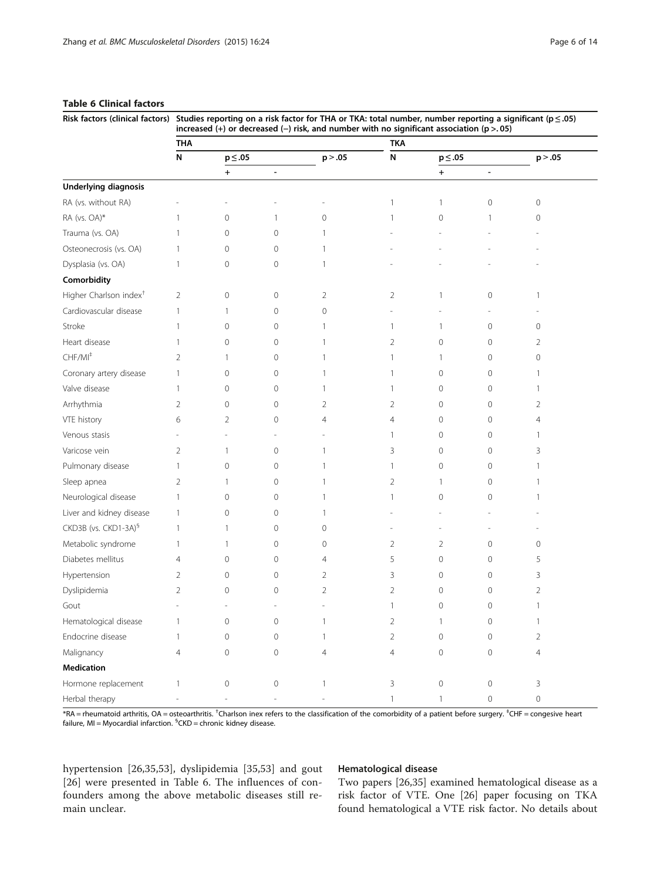**Table 6 Clinical factors**

| Risk factors (clinical factors) | Studies reporting on a risk factor for THA or TKA: total number, number reporting a significant (p ≤ .05) increased (+) or decreased (−) risk, and number with no significant association (p > .05) | | | | | | | |
|---|---|---|---|---|---|---|---|---|
| | THA | | | | TKA | | | |
| | N | p ≤ .05 | | p > .05 | N | p ≤ .05 | | p > .05 |
| | | + | - | | | + | - | |
| **Underlying diagnosis** | | | | | | | | |
| RA (vs. without RA) | - | - | - | - | 1 | 1 | 0 | 0 |
| RA (vs. OA)* | 1 | 0 | 1 | 0 | 1 | 0 | 1 | 0 |
| Trauma (vs. OA) | 1 | 0 | 0 | 1 | - | - | - | - |
| Osteonecrosis (vs. OA) | 1 | 0 | 0 | 1 | - | - | - | - |
| Dysplasia (vs. OA) | 1 | 0 | 0 | 1 | - | - | - | - |
| **Comorbidity** | | | | | | | | |
| Higher Charlson index[†] | 2 | 0 | 0 | 2 | 2 | 1 | 0 | 1 |
| Cardiovascular disease | 1 | 1 | 0 | 0 | - | - | - | - |
| Stroke | 1 | 0 | 0 | 1 | 1 | 1 | 0 | 0 |
| Heart disease | 1 | 0 | 0 | 1 | 2 | 0 | 0 | 2 |
| CHF/MI[‡] | 2 | 1 | 0 | 1 | 1 | 1 | 0 | 0 |
| Coronary artery disease | 1 | 0 | 0 | 1 | 1 | 0 | 0 | 1 |
| Valve disease | 1 | 0 | 0 | 1 | 1 | 0 | 0 | 1 |
| Arrhythmia | 2 | 0 | 0 | 2 | 2 | 0 | 0 | 2 |
| VTE history | 6 | 2 | 0 | 4 | 4 | 0 | 0 | 4 |
| Venous stasis | - | - | - | - | 1 | 0 | 0 | 1 |
| Varicose vein | 2 | 1 | 0 | 1 | 3 | 0 | 0 | 3 |
| Pulmonary disease | 1 | 0 | 0 | 1 | 1 | 0 | 0 | 1 |
| Sleep apnea | 2 | 1 | 0 | 1 | 2 | 1 | 0 | 1 |
| Neurological disease | 1 | 0 | 0 | 1 | 1 | 0 | 0 | 1 |
| Liver and kidney disease | 1 | 0 | 0 | 1 | - | - | - | - |
| CKD3B (vs. CKD1-3A)[§] | 1 | 1 | 0 | 0 | - | - | - | - |
| Metabolic syndrome | 1 | 1 | 0 | 0 | 2 | 2 | 0 | 0 |
| Diabetes mellitus | 4 | 0 | 0 | 4 | 5 | 0 | 0 | 5 |
| Hypertension | 2 | 0 | 0 | 2 | 3 | 0 | 0 | 3 |
| Dyslipidemia | 2 | 0 | 0 | 2 | 2 | 0 | 0 | 2 |
| Gout | - | - | - | - | 1 | 0 | 0 | 1 |
| Hematological disease | 1 | 0 | 0 | 1 | 2 | 1 | 0 | 1 |
| Endocrine disease | 1 | 0 | 0 | 1 | 2 | 0 | 0 | 2 |
| Malignancy | 4 | 0 | 0 | 4 | 4 | 0 | 0 | 4 |
| **Medication** | | | | | | | | |
| Hormone replacement | 1 | 0 | 0 | 1 | 3 | 0 | 0 | 3 |
| Herbal therapy | - | - | - | - | 1 | 1 | 0 | 0 |

*RA = rheumatoid arthritis, OA = osteoarthritis. [†]Charlson inex refers to the classification of the comorbidity of a patient before surgery. [‡]CHF = congesive heart failure, MI = Myocardial infarction. [§]CKD = chronic kidney disease.

hypertension [26,35,53], dyslipidemia [35,53] and gout [26] were presented in Table 6. The influences of confounders among the above metabolic diseases still remain unclear.

#### Hematological disease

Two papers [26,35] examined hematological disease as a risk factor of VTE. One [26] paper focusing on TKA found hematological a VTE risk factor. No details about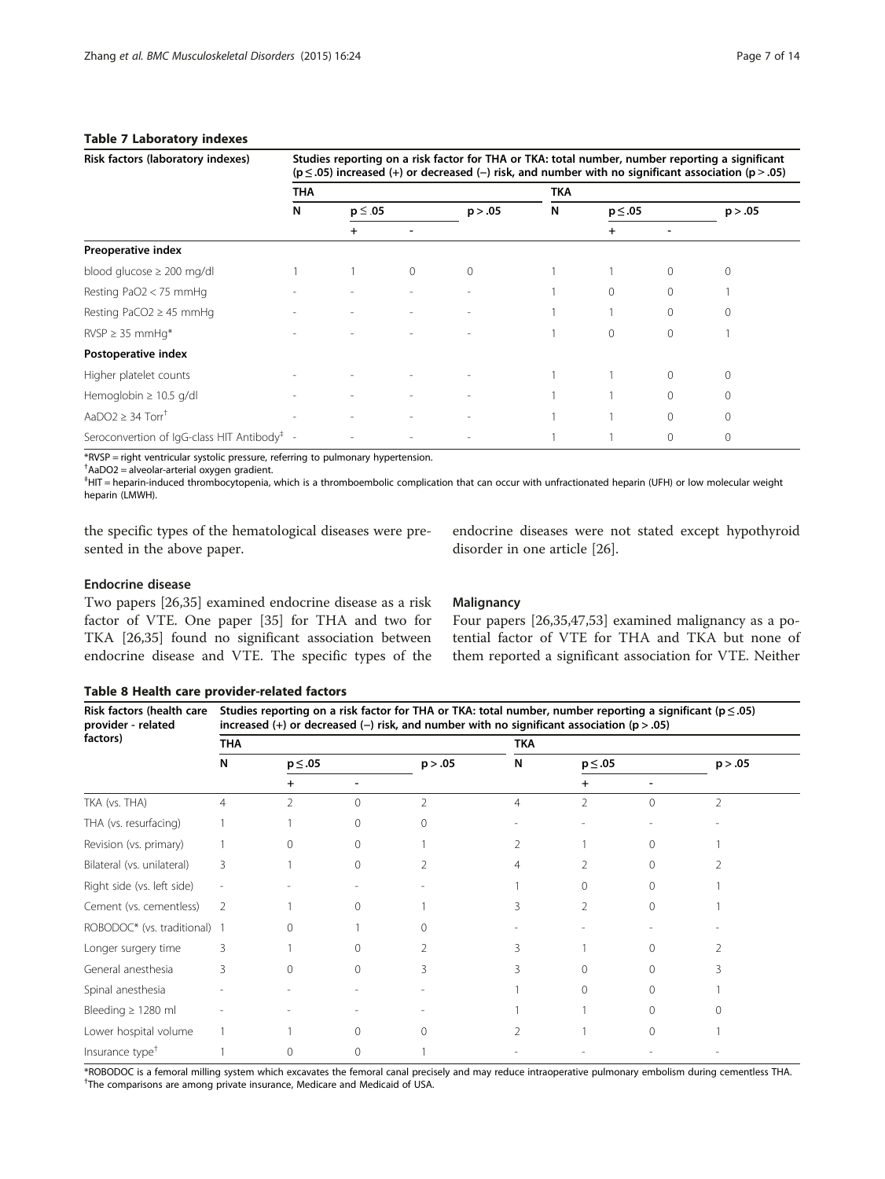**Table 7 Laboratory indexes**

| Risk factors (laboratory indexes) | Studies reporting on a risk factor for THA or TKA: total number, number reporting a significant ($p \le .05$) increased (+) or decreased (−) risk, and number with no significant association ($p > .05$) | | | | | | | |
|---|---|---|---|---|---|---|---|---|
| | THA | | | | TKA | | | |
| | N | $p \le .05$ | | $p > .05$ | N | $p \le .05$ | | $p > .05$ |
| | | + | - | | | + | - | |
| **Preoperative index** | | | | | | | | |
| blood glucose ≥ 200 mg/dl | 1 | 1 | 0 | 0 | 1 | 1 | 0 | 0 |
| Resting PaO2 < 75 mmHg | - | - | - | - | 1 | 0 | 0 | 1 |
| Resting PaCO2 ≥ 45 mmHg | - | - | - | - | 1 | 1 | 0 | 0 |
| RVSP ≥ 35 mmHg* | - | - | - | - | 1 | 0 | 0 | 1 |
| **Postoperative index** | | | | | | | | |
| Higher platelet counts | - | - | - | - | 1 | 1 | 0 | 0 |
| Hemoglobin ≥ 10.5 g/dl | - | - | - | - | 1 | 1 | 0 | 0 |
| AaDO2 ≥ 34 Torr[†] | - | - | - | - | 1 | 1 | 0 | 0 |
| Seroconvertion of IgG-class HIT Antibody[‡] | - | - | - | - | 1 | 1 | 0 | 0 |

*RVSP = right ventricular systolic pressure, referring to pulmonary hypertension.
[†]AaDO2 = alveolar-arterial oxygen gradient.
[‡]HIT = heparin-induced thrombocytopenia, which is a thromboembolic complication that can occur with unfractionated heparin (UFH) or low molecular weight heparin (LMWH).

the specific types of the hematological diseases were presented in the above paper.

### Endocrine disease

Two papers [26,35] examined endocrine disease as a risk factor of VTE. One paper [35] for THA and two for TKA [26,35] found no significant association between endocrine disease and VTE. The specific types of the endocrine diseases were not stated except hypothyroid disorder in one article [26].

### Malignancy

Four papers [26,35,47,53] examined malignancy as a potential factor of VTE for THA and TKA but none of them reported a significant association for VTE. Neither

**Table 8 Health care provider-related factors**

| Risk factors (health care provider - related factors) | Studies reporting on a risk factor for THA or TKA: total number, number reporting a significant ($p \le .05$) increased (+) or decreased (−) risk, and number with no significant association ($p > .05$) | | | | | | | |
|---|---|---|---|---|---|---|---|---|
| | THA | | | | TKA | | | |
| | N | $p \le .05$ | | $p > .05$ | N | $p \le .05$ | | $p > .05$ |
| | | + | - | | | + | - | |
| TKA (vs. THA) | 4 | 2 | 0 | 2 | 4 | 2 | 0 | 2 |
| THA (vs. resurfacing) | 1 | 1 | 0 | 0 | - | - | - | - |
| Revision (vs. primary) | 1 | 0 | 0 | 1 | 2 | 1 | 0 | 1 |
| Bilateral (vs. unilateral) | 3 | 1 | 0 | 2 | 4 | 2 | 0 | 2 |
| Right side (vs. left side) | - | - | - | - | 1 | 0 | 0 | 1 |
| Cement (vs. cementless) | 2 | 1 | 0 | 1 | 3 | 2 | 0 | 1 |
| ROBODOC* (vs. traditional) | 1 | 0 | 1 | 0 | - | - | - | - |
| Longer surgery time | 3 | 1 | 0 | 2 | 3 | 1 | 0 | 2 |
| General anesthesia | 3 | 0 | 0 | 3 | 3 | 0 | 0 | 3 |
| Spinal anesthesia | - | - | - | - | 1 | 0 | 0 | 1 |
| Bleeding ≥ 1280 ml | - | - | - | - | 1 | 1 | 0 | 0 |
| Lower hospital volume | 1 | 1 | 0 | 0 | 2 | 1 | 0 | 1 |
| Insurance type[†] | 1 | 0 | 0 | 1 | - | - | - | - |

*ROBODOC is a femoral milling system which excavates the femoral canal precisely and may reduce intraoperative pulmonary embolism during cementless THA.
[†]The comparisons are among private insurance, Medicare and Medicaid of USA.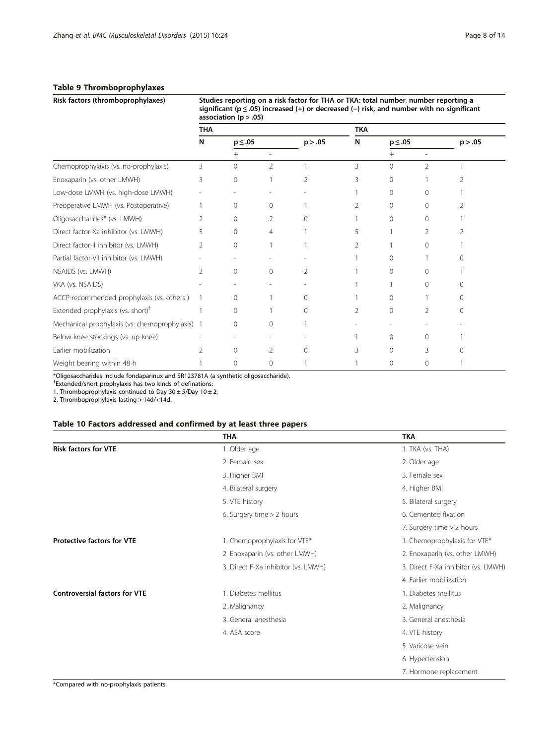## Table 9 Thromboprophylaxes

| Risk factors (thromboprophylaxes) | Studies reporting on a risk factor for THA or TKA: total number, number reporting a significant (p ≤ .05) increased (+) or decreased (−) risk, and number with no significant association (p > .05) | | | | | | | |
|---|---|---|---|---|---|---|---|---|
| | THA | | | | TKA | | | |
| | N | p ≤ .05 | | p > .05 | N | p ≤ .05 | | p > .05 |
| | | + | - | | | + | - | |
| Chemoprophylaxis (vs. no-prophylaxis) | 3 | 0 | 2 | 1 | 3 | 0 | 2 | 1 |
| Enoxaparin (vs. other LMWH) | 3 | 0 | 1 | 2 | 3 | 0 | 1 | 2 |
| Low-dose LMWH (vs. high-dose LMWH) | - | - | - | - | 1 | 0 | 0 | 1 |
| Preoperative LMWH (vs. Postoperative) | 1 | 0 | 0 | 1 | 2 | 0 | 0 | 2 |
| Oligosaccharides* (vs. LMWH) | 2 | 0 | 2 | 0 | 1 | 0 | 0 | 1 |
| Direct factor-Xa inhibitor (vs. LMWH) | 5 | 0 | 4 | 1 | 5 | 1 | 2 | 2 |
| Direct factor-II inhibitor (vs. LMWH) | 2 | 0 | 1 | 1 | 2 | 1 | 0 | 1 |
| Partial factor-VII inhibitor (vs. LMWH) | - | - | - | - | 1 | 0 | 1 | 0 |
| NSAIDS (vs. LMWH) | 2 | 0 | 0 | 2 | 1 | 0 | 0 | 1 |
| VKA (vs. NSAIDS) | - | - | - | - | 1 | 1 | 0 | 0 |
| ACCP-recommended prophylaxis (vs. others ) | 1 | 0 | 1 | 0 | 1 | 0 | 1 | 0 |
| Extended prophylaxis (vs. short)[†] | 1 | 0 | 1 | 0 | 2 | 0 | 2 | 0 |
| Mechanical prophylaxis (vs. chemoprophylaxis) | 1 | 0 | 0 | 1 | - | - | - | - |
| Below-knee stockings (vs. up-knee) | - | - | - | - | 1 | 0 | 0 | 1 |
| Earlier mobilization | 2 | 0 | 2 | 0 | 3 | 0 | 3 | 0 |
| Weight bearing within 48 h | 1 | 0 | 0 | 1 | 1 | 0 | 0 | 1 |

*Oligosaccharides include fondaparinux and SR123781A (a synthetic oligosaccharide).

[†]Extended/short prophylaxis has two kinds of definations:

1. Thromboprophylaxis continued to Day 30 ± 5/Day 10 ± 2;
2. Thromboprophylaxis lasting > 14d/<14d.

## Table 10 Factors addressed and confirmed by at least three papers

| | THA | TKA |
|---|---|---|
| **Risk factors for VTE** | 1. Older age | 1. TKA (vs. THA) |
| | 2. Female sex | 2. Older age |
| | 3. Higher BMI | 3. Female sex |
| | 4. Bilateral surgery | 4. Higher BMI |
| | 5. VTE history | 5. Bilateral surgery |
| | 6. Surgery time > 2 hours | 6. Cemented fixation |
| | | 7. Surgery time > 2 hours |
| **Protective factors for VTE** | 1. Chemoprophylaxis for VTE* | 1. Chemoprophylaxis for VTE* |
| | 2. Enoxaparin (vs. other LMWH) | 2. Enoxaparin (vs. other LMWH) |
| | 3. Direct F-Xa inhibitor (vs. LMWH) | 3. Direct F-Xa inhibitor (vs. LMWH) |
| | | 4. Earlier mobilization |
| **Controversial factors for VTE** | 1. Diabetes mellitus | 1. Diabetes mellitus |
| | 2. Malignancy | 2. Malignancy |
| | 3. General anesthesia | 3. General anesthesia |
| | 4. ASA score | 4. VTE history |
| | | 5. Varicose vein |
| | | 6. Hypertension |
| | | 7. Hormone replacement |

*Compared with no-prophylaxis patients.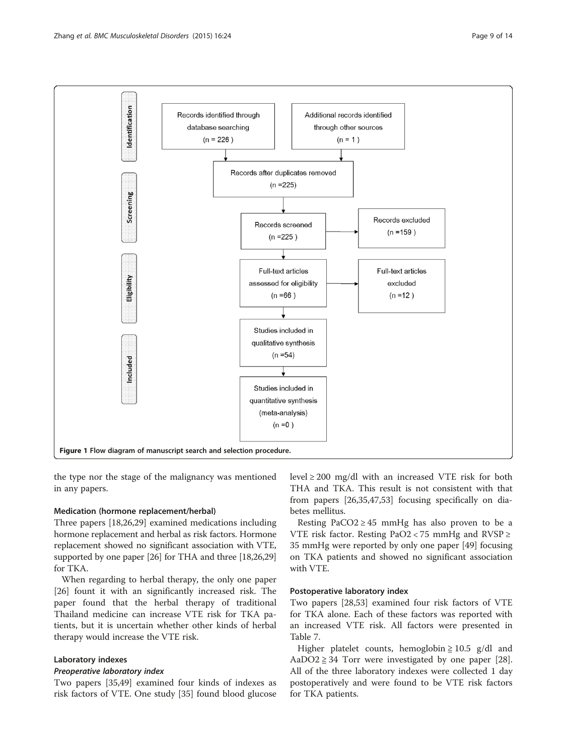Identification

Records identified through database searching (n = 226 )

Additional records identified through other sources (n = 1 )

Records after duplicates removed (n =225)

Screening

Records screened (n =225 )

Records excluded (n =159 )

Eligibility

Full-text articles assessed for eligibility (n =66 )

Full-text articles excluded (n =12 )

Included

Studies included in qualitative synthesis (n =54)

Studies included in quantitative synthesis (meta-analysis) (n =0 )

**Figure 1 Flow diagram of manuscript search and selection procedure.**

the type nor the stage of the malignancy was mentioned in any papers.

#### Medication (hormone replacement/herbal)

Three papers [18,26,29] examined medications including hormone replacement and herbal as risk factors. Hormone replacement showed no significant association with VTE, supported by one paper [26] for THA and three [18,26,29] for TKA.

When regarding to herbal therapy, the only one paper [26] fount it with an significantly increased risk. The paper found that the herbal therapy of traditional Thailand medicine can increase VTE risk for TKA patients, but it is uncertain whether other kinds of herbal therapy would increase the VTE risk.

#### Laboratory indexes

##### *Preoperative laboratory index*

Two papers [35,49] examined four kinds of indexes as risk factors of VTE. One study [35] found blood glucose level ≥ 200 mg/dl with an increased VTE risk for both THA and TKA. This result is not consistent with that from papers [26,35,47,53] focusing specifically on diabetes mellitus.

Resting $PaCO_2 \geq 45$ mmHg has also proven to be a VTE risk factor. Resting $PaO_2 < 75$ mmHg and RVSP ≥ 35 mmHg were reported by only one paper [49] focusing on TKA patients and showed no significant association with VTE.

#### Postoperative laboratory index

Two papers [28,53] examined four risk factors of VTE for TKA alone. Each of these factors was reported with an increased VTE risk. All factors were presented in Table 7.

Higher platelet counts, hemoglobin ≧ 10.5 g/dl and $AaDO_2 \geqq 34$ Torr were investigated by one paper [28]. All of the three laboratory indexes were collected 1 day postoperatively and were found to be VTE risk factors for TKA patients.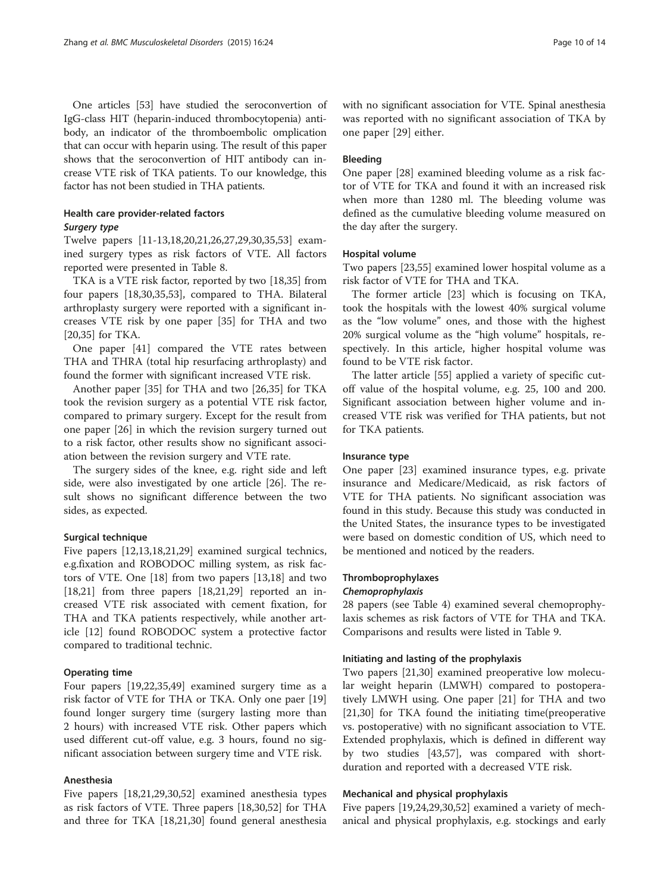One articles [53] have studied the seroconvertion of IgG-class HIT (heparin-induced thrombocytopenia) antibody, an indicator of the thromboembolic omplication that can occur with heparin using. The result of this paper shows that the seroconvertion of HIT antibody can increase VTE risk of TKA patients. To our knowledge, this factor has not been studied in THA patients.

### Health care provider-related factors

#### *Surgery type*

Twelve papers [11-13,18,20,21,26,27,29,30,35,53] examined surgery types as risk factors of VTE. All factors reported were presented in Table 8.

TKA is a VTE risk factor, reported by two [18,35] from four papers [18,30,35,53], compared to THA. Bilateral arthroplasty surgery were reported with a significant increases VTE risk by one paper [35] for THA and two [20,35] for TKA.

One paper [41] compared the VTE rates between THA and THRA (total hip resurfacing arthroplasty) and found the former with significant increased VTE risk.

Another paper [35] for THA and two [26,35] for TKA took the revision surgery as a potential VTE risk factor, compared to primary surgery. Except for the result from one paper [26] in which the revision surgery turned out to a risk factor, other results show no significant association between the revision surgery and VTE rate.

The surgery sides of the knee, e.g. right side and left side, were also investigated by one article [26]. The result shows no significant difference between the two sides, as expected.

#### Surgical technique

Five papers [12,13,18,21,29] examined surgical technics, e.g.fixation and ROBODOC milling system, as risk factors of VTE. One [18] from two papers [13,18] and two [18,21] from three papers [18,21,29] reported an increased VTE risk associated with cement fixation, for THA and TKA patients respectively, while another article [12] found ROBODOC system a protective factor compared to traditional technic.

#### Operating time

Four papers [19,22,35,49] examined surgery time as a risk factor of VTE for THA or TKA. Only one paer [19] found longer surgery time (surgery lasting more than 2 hours) with increased VTE risk. Other papers which used different cut-off value, e.g. 3 hours, found no significant association between surgery time and VTE risk.

#### Anesthesia

Five papers [18,21,29,30,52] examined anesthesia types as risk factors of VTE. Three papers [18,30,52] for THA and three for TKA [18,21,30] found general anesthesia with no significant association for VTE. Spinal anesthesia was reported with no significant association of TKA by one paper [29] either.

#### Bleeding

One paper [28] examined bleeding volume as a risk factor of VTE for TKA and found it with an increased risk when more than 1280 ml. The bleeding volume was defined as the cumulative bleeding volume measured on the day after the surgery.

#### Hospital volume

Two papers [23,55] examined lower hospital volume as a risk factor of VTE for THA and TKA.

The former article [23] which is focusing on TKA, took the hospitals with the lowest 40% surgical volume as the "low volume" ones, and those with the highest 20% surgical volume as the "high volume" hospitals, respectively. In this article, higher hospital volume was found to be VTE risk factor.

The latter article [55] applied a variety of specific cutoff value of the hospital volume, e.g. 25, 100 and 200. Significant association between higher volume and increased VTE risk was verified for THA patients, but not for TKA patients.

#### Insurance type

One paper [23] examined insurance types, e.g. private insurance and Medicare/Medicaid, as risk factors of VTE for THA patients. No significant association was found in this study. Because this study was conducted in the United States, the insurance types to be investigated were based on domestic condition of US, which need to be mentioned and noticed by the readers.

### Thromboprophylaxes

#### *Chemoprophylaxis*

28 papers (see Table 4) examined several chemoprophylaxis schemes as risk factors of VTE for THA and TKA. Comparisons and results were listed in Table 9.

#### Initiating and lasting of the prophylaxis

Two papers [21,30] examined preoperative low molecular weight heparin (LMWH) compared to postoperatively LMWH using. One paper [21] for THA and two [21,30] for TKA found the initiating time(preoperative vs. postoperative) with no significant association to VTE. Extended prophylaxis, which is defined in different way by two studies [43,57], was compared with short-duration and reported with a decreased VTE risk.

#### Mechanical and physical prophylaxis

Five papers [19,24,29,30,52] examined a variety of mechanical and physical prophylaxis, e.g. stockings and early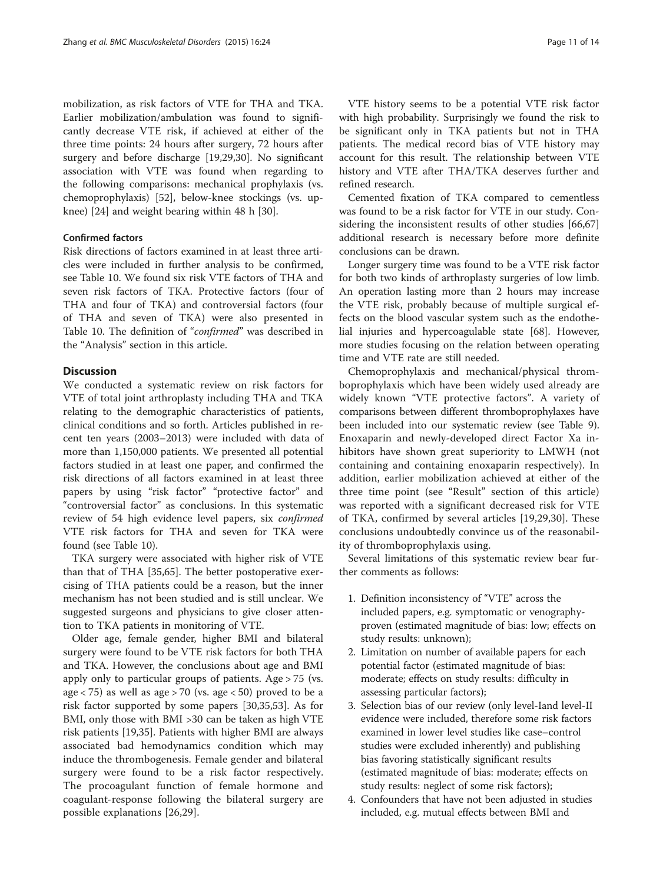mobilization, as risk factors of VTE for THA and TKA. Earlier mobilization/ambulation was found to significantly decrease VTE risk, if achieved at either of the three time points: 24 hours after surgery, 72 hours after surgery and before discharge [19,29,30]. No significant association with VTE was found when regarding to the following comparisons: mechanical prophylaxis (vs. chemoprophylaxis) [52], below-knee stockings (vs. up-knee) [24] and weight bearing within 48 h [30].

### Confirmed factors

Risk directions of factors examined in at least three articles were included in further analysis to be confirmed, see Table 10. We found six risk VTE factors of THA and seven risk factors of TKA. Protective factors (four of THA and four of TKA) and controversial factors (four of THA and seven of TKA) were also presented in Table 10. The definition of "*confirmed*" was described in the "Analysis" section in this article.

## Discussion

We conducted a systematic review on risk factors for VTE of total joint arthroplasty including THA and TKA relating to the demographic characteristics of patients, clinical conditions and so forth. Articles published in recent ten years (2003–2013) were included with data of more than 1,150,000 patients. We presented all potential factors studied in at least one paper, and confirmed the risk directions of all factors examined in at least three papers by using "risk factor" "protective factor" and "controversial factor" as conclusions. In this systematic review of 54 high evidence level papers, six *confirmed* VTE risk factors for THA and seven for TKA were found (see Table 10).

TKA surgery were associated with higher risk of VTE than that of THA [35,65]. The better postoperative exercising of THA patients could be a reason, but the inner mechanism has not been studied and is still unclear. We suggested surgeons and physicians to give closer attention to TKA patients in monitoring of VTE.

Older age, female gender, higher BMI and bilateral surgery were found to be VTE risk factors for both THA and TKA. However, the conclusions about age and BMI apply only to particular groups of patients. Age > 75 (vs. age < 75) as well as age > 70 (vs. age < 50) proved to be a risk factor supported by some papers [30,35,53]. As for BMI, only those with BMI >30 can be taken as high VTE risk patients [19,35]. Patients with higher BMI are always associated bad hemodynamics condition which may induce the thrombogenesis. Female gender and bilateral surgery were found to be a risk factor respectively. The procoagulant function of female hormone and coagulant-response following the bilateral surgery are possible explanations [26,29].

VTE history seems to be a potential VTE risk factor with high probability. Surprisingly we found the risk to be significant only in TKA patients but not in THA patients. The medical record bias of VTE history may account for this result. The relationship between VTE history and VTE after THA/TKA deserves further and refined research.

Cemented fixation of TKA compared to cementless was found to be a risk factor for VTE in our study. Considering the inconsistent results of other studies [66,67] additional research is necessary before more definite conclusions can be drawn.

Longer surgery time was found to be a VTE risk factor for both two kinds of arthroplasty surgeries of low limb. An operation lasting more than 2 hours may increase the VTE risk, probably because of multiple surgical effects on the blood vascular system such as the endothelial injuries and hypercoagulable state [68]. However, more studies focusing on the relation between operating time and VTE rate are still needed.

Chemoprophylaxis and mechanical/physical thromboprophylaxis which have been widely used already are widely known "VTE protective factors". A variety of comparisons between different thromboprophylaxes have been included into our systematic review (see Table 9). Enoxaparin and newly-developed direct Factor Xa inhibitors have shown great superiority to LMWH (not containing and containing enoxaparin respectively). In addition, earlier mobilization achieved at either of the three time point (see "Result" section of this article) was reported with a significant decreased risk for VTE of TKA, confirmed by several articles [19,29,30]. These conclusions undoubtedly convince us of the reasonability of thromboprophylaxis using.

Several limitations of this systematic review bear further comments as follows:

1. Definition inconsistency of "VTE" across the included papers, e.g. symptomatic or venography-proven (estimated magnitude of bias: low; effects on study results: unknown);
2. Limitation on number of available papers for each potential factor (estimated magnitude of bias: moderate; effects on study results: difficulty in assessing particular factors);
3. Selection bias of our review (only level-Iand level-II evidence were included, therefore some risk factors examined in lower level studies like case–control studies were excluded inherently) and publishing bias favoring statistically significant results (estimated magnitude of bias: moderate; effects on study results: neglect of some risk factors);
4. Confounders that have not been adjusted in studies included, e.g. mutual effects between BMI and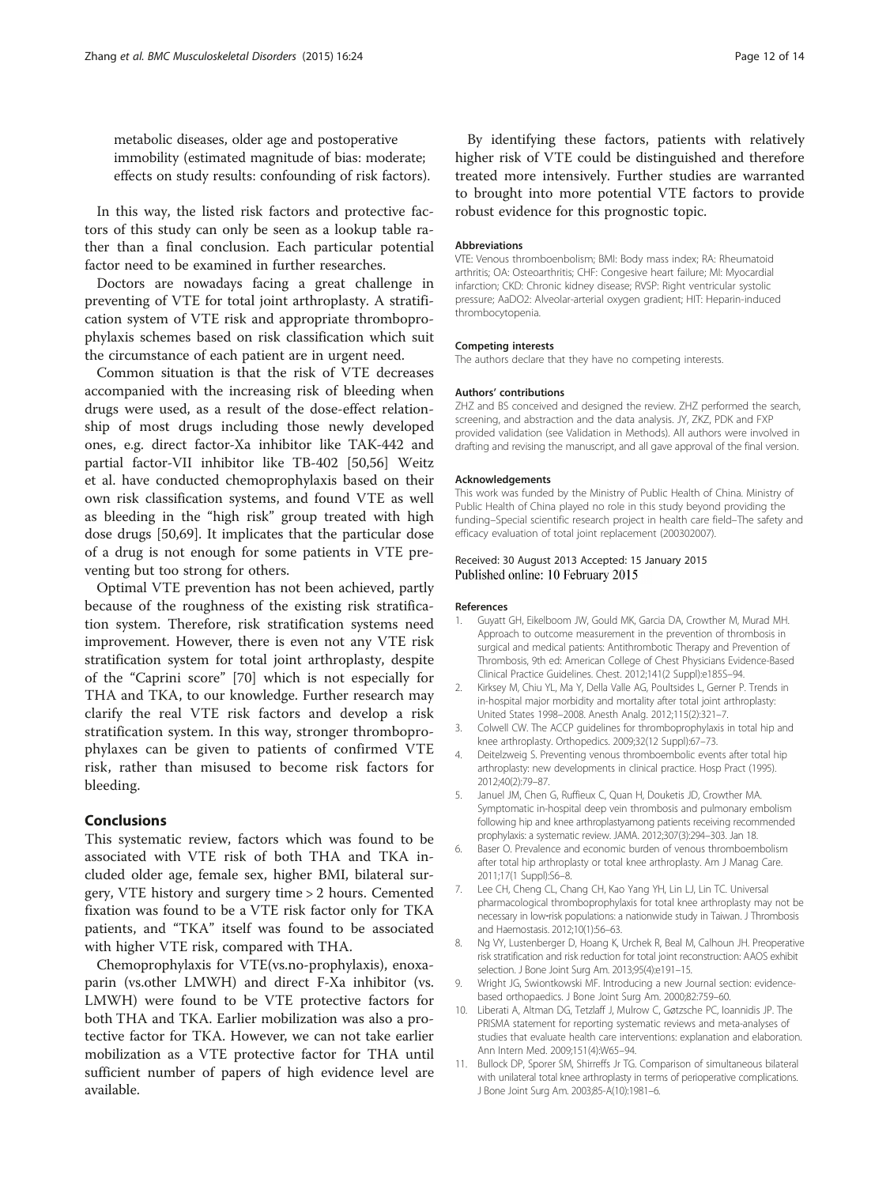metabolic diseases, older age and postoperative immobility (estimated magnitude of bias: moderate; effects on study results: confounding of risk factors).

In this way, the listed risk factors and protective factors of this study can only be seen as a lookup table rather than a final conclusion. Each particular potential factor need to be examined in further researches.

Doctors are nowadays facing a great challenge in preventing of VTE for total joint arthroplasty. A stratification system of VTE risk and appropriate thromboprophylaxis schemes based on risk classification which suit the circumstance of each patient are in urgent need.

Common situation is that the risk of VTE decreases accompanied with the increasing risk of bleeding when drugs were used, as a result of the dose-effect relationship of most drugs including those newly developed ones, e.g. direct factor-Xa inhibitor like TAK-442 and partial factor-VII inhibitor like TB-402 [50,56] Weitz et al. have conducted chemoprophylaxis based on their own risk classification systems, and found VTE as well as bleeding in the "high risk" group treated with high dose drugs [50,69]. It implicates that the particular dose of a drug is not enough for some patients in VTE preventing but too strong for others.

Optimal VTE prevention has not been achieved, partly because of the roughness of the existing risk stratification system. Therefore, risk stratification systems need improvement. However, there is even not any VTE risk stratification system for total joint arthroplasty, despite of the "Caprini score" [70] which is not especially for THA and TKA, to our knowledge. Further research may clarify the real VTE risk factors and develop a risk stratification system. In this way, stronger thromboprophylaxes can be given to patients of confirmed VTE risk, rather than misused to become risk factors for bleeding.

## Conclusions

This systematic review, factors which was found to be associated with VTE risk of both THA and TKA included older age, female sex, higher BMI, bilateral surgery, VTE history and surgery time > 2 hours. Cemented fixation was found to be a VTE risk factor only for TKA patients, and "TKA" itself was found to be associated with higher VTE risk, compared with THA.

Chemoprophylaxis for VTE(vs.no-prophylaxis), enoxaparin (vs.other LMWH) and direct F-Xa inhibitor (vs. LMWH) were found to be VTE protective factors for both THA and TKA. Earlier mobilization was also a protective factor for TKA. However, we can not take earlier mobilization as a VTE protective factor for THA until sufficient number of papers of high evidence level are available.

By identifying these factors, patients with relatively higher risk of VTE could be distinguished and therefore treated more intensively. Further studies are warranted to brought into more potential VTE factors to provide robust evidence for this prognostic topic.

#### Abbreviations

VTE: Venous thromboenbolism; BMI: Body mass index; RA: Rheumatoid arthritis; OA: Osteoarthritis; CHF: Congesive heart failure; MI: Myocardial infarction; CKD: Chronic kidney disease; RVSP: Right ventricular systolic pressure; AaDO2: Alveolar-arterial oxygen gradient; HIT: Heparin-induced thrombocytopenia.

#### Competing interests

The authors declare that they have no competing interests.

#### Authors' contributions

ZHZ and BS conceived and designed the review. ZHZ performed the search, screening, and abstraction and the data analysis. JY, ZKZ, PDK and FXP provided validation (see Validation in Methods). All authors were involved in drafting and revising the manuscript, and all gave approval of the final version.

#### Acknowledgements

This work was funded by the Ministry of Public Health of China. Ministry of Public Health of China played no role in this study beyond providing the funding–Special scientific research project in health care field–The safety and efficacy evaluation of total joint replacement (200302007).

Received: 30 August 2013 Accepted: 15 January 2015
Published online: 10 February 2015

#### References

1. Guyatt GH, Eikelboom JW, Gould MK, Garcia DA, Crowther M, Murad MH. Approach to outcome measurement in the prevention of thrombosis in surgical and medical patients: Antithrombotic Therapy and Prevention of Thrombosis, 9th ed: American College of Chest Physicians Evidence-Based Clinical Practice Guidelines. Chest. 2012;141(2 Suppl):e185S–94.
2. Kirksey M, Chiu YL, Ma Y, Della Valle AG, Poultsides L, Gerner P. Trends in in-hospital major morbidity and mortality after total joint arthroplasty: United States 1998–2008. Anesth Analg. 2012;115(2):321–7.
3. Colwell CW. The ACCP guidelines for thromboprophylaxis in total hip and knee arthroplasty. Orthopedics. 2009;32(12 Suppl):67–73.
4. Deitelzweig S. Preventing venous thromboembolic events after total hip arthroplasty: new developments in clinical practice. Hosp Pract (1995). 2012;40(2):79–87.
5. Januel JM, Chen G, Ruffieux C, Quan H, Douketis JD, Crowther MA. Symptomatic in-hospital deep vein thrombosis and pulmonary embolism following hip and knee arthroplastyamong patients receiving recommended prophylaxis: a systematic review. JAMA. 2012;307(3):294–303. Jan 18.
6. Baser O. Prevalence and economic burden of venous thromboembolism after total hip arthroplasty or total knee arthroplasty. Am J Manag Care. 2011;17(1 Suppl):S6–8.
7. Lee CH, Cheng CL, Chang CH, Kao Yang YH, Lin LJ, Lin TC. Universal pharmacological thromboprophylaxis for total knee arthroplasty may not be necessary in low-risk populations: a nationwide study in Taiwan. J Thrombosis and Haemostasis. 2012;10(1):56–63.
8. Ng VY, Lustenberger D, Hoang K, Urchek R, Beal M, Calhoun JH. Preoperative risk stratification and risk reduction for total joint reconstruction: AAOS exhibit selection. J Bone Joint Surg Am. 2013;95(4):e191–15.
9. Wright JG, Swiontkowski MF. Introducing a new Journal section: evidence-based orthopaedics. J Bone Joint Surg Am. 2000;82:759–60.
10. Liberati A, Altman DG, Tetzlaff J, Mulrow C, Gøtzsche PC, Ioannidis JP. The PRISMA statement for reporting systematic reviews and meta-analyses of studies that evaluate health care interventions: explanation and elaboration. Ann Intern Med. 2009;151(4):W65–94.
11. Bullock DP, Sporer SM, Shirreffs Jr TG. Comparison of simultaneous bilateral with unilateral total knee arthroplasty in terms of perioperative complications. J Bone Joint Surg Am. 2003;85-A(10):1981–6.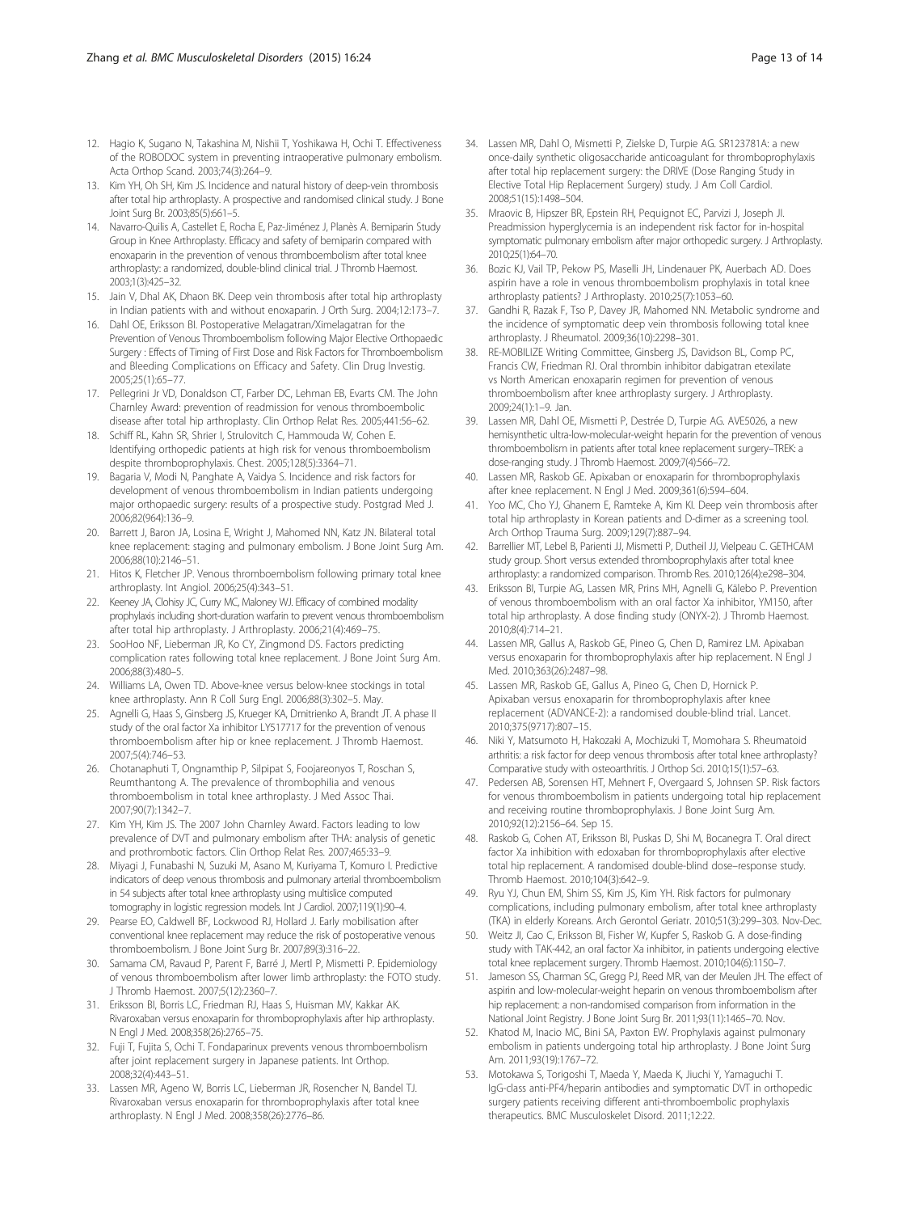12. Hagio K, Sugano N, Takashina M, Nishii T, Yoshikawa H, Ochi T. Effectiveness of the ROBODOC system in preventing intraoperative pulmonary embolism. Acta Orthop Scand. 2003;74(3):264–9.
13. Kim YH, Oh SH, Kim JS. Incidence and natural history of deep-vein thrombosis after total hip arthroplasty. A prospective and randomised clinical study. J Bone Joint Surg Br. 2003;85(5):661–5.
14. Navarro-Quilis A, Castellet E, Rocha E, Paz-Jiménez J, Planès A. Bemiparin Study Group in Knee Arthroplasty. Efficacy and safety of bemiparin compared with enoxaparin in the prevention of venous thromboembolism after total knee arthroplasty: a randomized, double-blind clinical trial. J Thromb Haemost. 2003;1(3):425–32.
15. Jain V, Dhal AK, Dhaon BK. Deep vein thrombosis after total hip arthroplasty in Indian patients with and without enoxaparin. J Orth Surg. 2004;12:173–7.
16. Dahl OE, Eriksson BI. Postoperative Melagatran/Ximelagatran for the Prevention of Venous Thromboembolism following Major Elective Orthopaedic Surgery : Effects of Timing of First Dose and Risk Factors for Thromboembolism and Bleeding Complications on Efficacy and Safety. Clin Drug Investig. 2005;25(1):65–77.
17. Pellegrini Jr VD, Donaldson CT, Farber DC, Lehman EB, Evarts CM. The John Charnley Award: prevention of readmission for venous thromboembolic disease after total hip arthroplasty. Clin Orthop Relat Res. 2005;441:56–62.
18. Schiff RL, Kahn SR, Shrier I, Strulovitch C, Hammouda W, Cohen E. Identifying orthopedic patients at high risk for venous thromboembolism despite thromboprophylaxis. Chest. 2005;128(5):3364–71.
19. Bagaria V, Modi N, Panghate A, Vaidya S. Incidence and risk factors for development of venous thromboembolism in Indian patients undergoing major orthopaedic surgery: results of a prospective study. Postgrad Med J. 2006;82(964):136–9.
20. Barrett J, Baron JA, Losina E, Wright J, Mahomed NN, Katz JN. Bilateral total knee replacement: staging and pulmonary embolism. J Bone Joint Surg Am. 2006;88(10):2146–51.
21. Hitos K, Fletcher JP. Venous thromboembolism following primary total knee arthroplasty. Int Angiol. 2006;25(4):343–51.
22. Keeney JA, Clohisy JC, Curry MC, Maloney WJ. Efficacy of combined modality prophylaxis including short-duration warfarin to prevent venous thromboembolism after total hip arthroplasty. J Arthroplasty. 2006;21(4):469–75.
23. SooHoo NF, Lieberman JR, Ko CY, Zingmond DS. Factors predicting complication rates following total knee replacement. J Bone Joint Surg Am. 2006;88(3):480–5.
24. Williams LA, Owen TD. Above-knee versus below-knee stockings in total knee arthroplasty. Ann R Coll Surg Engl. 2006;88(3):302–5. May.
25. Agnelli G, Haas S, Ginsberg JS, Krueger KA, Dmitrienko A, Brandt JT. A phase II study of the oral factor Xa inhibitor LY517717 for the prevention of venous thromboembolism after hip or knee replacement. J Thromb Haemost. 2007;5(4):746–53.
26. Chotanaphuti T, Ongnamthip P, Silpipat S, Foojareonyos T, Roschan S, Reumthantong A. The prevalence of thrombophilia and venous thromboembolism in total knee arthroplasty. J Med Assoc Thai. 2007;90(7):1342–7.
27. Kim YH, Kim JS. The 2007 John Charnley Award. Factors leading to low prevalence of DVT and pulmonary embolism after THA: analysis of genetic and prothrombotic factors. Clin Orthop Relat Res. 2007;465:33–9.
28. Miyagi J, Funabashi N, Suzuki M, Asano M, Kuriyama T, Komuro I. Predictive indicators of deep venous thrombosis and pulmonary arterial thromboembolism in 54 subjects after total knee arthroplasty using multislice computed tomography in logistic regression models. Int J Cardiol. 2007;119(1):90–4.
29. Pearse EO, Caldwell BF, Lockwood RJ, Hollard J. Early mobilisation after conventional knee replacement may reduce the risk of postoperative venous thromboembolism. J Bone Joint Surg Br. 2007;89(3):316–22.
30. Samama CM, Ravaud P, Parent F, Barré J, Mertl P, Mismetti P. Epidemiology of venous thromboembolism after lower limb arthroplasty: the FOTO study. J Thromb Haemost. 2007;5(12):2360–7.
31. Eriksson BI, Borris LC, Friedman RJ, Haas S, Huisman MV, Kakkar AK. Rivaroxaban versus enoxaparin for thromboprophylaxis after hip arthroplasty. N Engl J Med. 2008;358(26):2765–75.
32. Fuji T, Fujita S, Ochi T. Fondaparinux prevents venous thromboembolism after joint replacement surgery in Japanese patients. Int Orthop. 2008;32(4):443–51.
33. Lassen MR, Ageno W, Borris LC, Lieberman JR, Rosencher N, Bandel TJ. Rivaroxaban versus enoxaparin for thromboprophylaxis after total knee arthroplasty. N Engl J Med. 2008;358(26):2776–86.
34. Lassen MR, Dahl O, Mismetti P, Zielske D, Turpie AG. SR123781A: a new once-daily synthetic oligosaccharide anticoagulant for thromboprophylaxis after total hip replacement surgery: the DRIVE (Dose Ranging Study in Elective Total Hip Replacement Surgery) study. J Am Coll Cardiol. 2008;51(15):1498–504.
35. Mraovic B, Hipszer BR, Epstein RH, Pequignot EC, Parvizi J, Joseph JI. Preadmission hyperglycemia is an independent risk factor for in-hospital symptomatic pulmonary embolism after major orthopedic surgery. J Arthroplasty. 2010;25(1):64–70.
36. Bozic KJ, Vail TP, Pekow PS, Maselli JH, Lindenauer PK, Auerbach AD. Does aspirin have a role in venous thromboembolism prophylaxis in total knee arthroplasty patients? J Arthroplasty. 2010;25(7):1053–60.
37. Gandhi R, Razak F, Tso P, Davey JR, Mahomed NN. Metabolic syndrome and the incidence of symptomatic deep vein thrombosis following total knee arthroplasty. J Rheumatol. 2009;36(10):2298–301.
38. RE-MOBILIZE Writing Committee, Ginsberg JS, Davidson BL, Comp PC, Francis CW, Friedman RJ. Oral thrombin inhibitor dabigatran etexilate vs North American enoxaparin regimen for prevention of venous thromboembolism after knee arthroplasty surgery. J Arthroplasty. 2009;24(1):1–9. Jan.
39. Lassen MR, Dahl OE, Mismetti P, Destrée D, Turpie AG. AVE5026, a new hemisynthetic ultra-low-molecular-weight heparin for the prevention of venous thromboembolism in patients after total knee replacement surgery–TREK: a dose-ranging study. J Thromb Haemost. 2009;7(4):566–72.
40. Lassen MR, Raskob GE. Apixaban or enoxaparin for thromboprophylaxis after knee replacement. N Engl J Med. 2009;361(6):594–604.
41. Yoo MC, Cho YJ, Ghanem E, Ramteke A, Kim KI. Deep vein thrombosis after total hip arthroplasty in Korean patients and D-dimer as a screening tool. Arch Orthop Trauma Surg. 2009;129(7):887–94.
42. Barrellier MT, Lebel B, Parienti JJ, Mismetti P, Dutheil JJ, Vielpeau C. GETHCAM study group. Short versus extended thromboprophylaxis after total knee arthroplasty: a randomized comparison. Thromb Res. 2010;126(4):e298–304.
43. Eriksson BI, Turpie AG, Lassen MR, Prins MH, Agnelli G, Kälebo P. Prevention of venous thromboembolism with an oral factor Xa inhibitor, YM150, after total hip arthroplasty. A dose finding study (ONYX-2). J Thromb Haemost. 2010;8(4):714–21.
44. Lassen MR, Gallus A, Raskob GE, Pineo G, Chen D, Ramirez LM. Apixaban versus enoxaparin for thromboprophylaxis after hip replacement. N Engl J Med. 2010;363(26):2487–98.
45. Lassen MR, Raskob GE, Gallus A, Pineo G, Chen D, Hornick P. Apixaban versus enoxaparin for thromboprophylaxis after knee replacement (ADVANCE-2): a randomised double-blind trial. Lancet. 2010;375(9717):807–15.
46. Niki Y, Matsumoto H, Hakozaki A, Mochizuki T, Momohara S. Rheumatoid arthritis: a risk factor for deep venous thrombosis after total knee arthroplasty? Comparative study with osteoarthritis. J Orthop Sci. 2010;15(1):57–63.
47. Pedersen AB, Sorensen HT, Mehnert F, Overgaard S, Johnsen SP. Risk factors for venous thromboembolism in patients undergoing total hip replacement and receiving routine thromboprophylaxis. J Bone Joint Surg Am. 2010;92(12):2156–64. Sep 15.
48. Raskob G, Cohen AT, Eriksson BI, Puskas D, Shi M, Bocanegra T. Oral direct factor Xa inhibition with edoxaban for thromboprophylaxis after elective total hip replacement. A randomised double-blind dose–response study. Thromb Haemost. 2010;104(3):642–9.
49. Ryu YJ, Chun EM, Shim SS, Kim JS, Kim YH. Risk factors for pulmonary complications, including pulmonary embolism, after total knee arthroplasty (TKA) in elderly Koreans. Arch Gerontol Geriatr. 2010;51(3):299–303. Nov-Dec.
50. Weitz JI, Cao C, Eriksson BI, Fisher W, Kupfer S, Raskob G. A dose-finding study with TAK-442, an oral factor Xa inhibitor, in patients undergoing elective total knee replacement surgery. Thromb Haemost. 2010;104(6):1150–7.
51. Jameson SS, Charman SC, Gregg PJ, Reed MR, van der Meulen JH. The effect of aspirin and low-molecular-weight heparin on venous thromboembolism after hip replacement: a non-randomised comparison from information in the National Joint Registry. J Bone Joint Surg Br. 2011;93(11):1465–70. Nov.
52. Khatod M, Inacio MC, Bini SA, Paxton EW. Prophylaxis against pulmonary embolism in patients undergoing total hip arthroplasty. J Bone Joint Surg Am. 2011;93(19):1767–72.
53. Motokawa S, Torigoshi T, Maeda Y, Maeda K, Jiuchi Y, Yamaguchi T. IgG-class anti-PF4/heparin antibodies and symptomatic DVT in orthopedic surgery patients receiving different anti-thromboembolic prophylaxis therapeutics. BMC Musculoskelet Disord. 2011;12:22.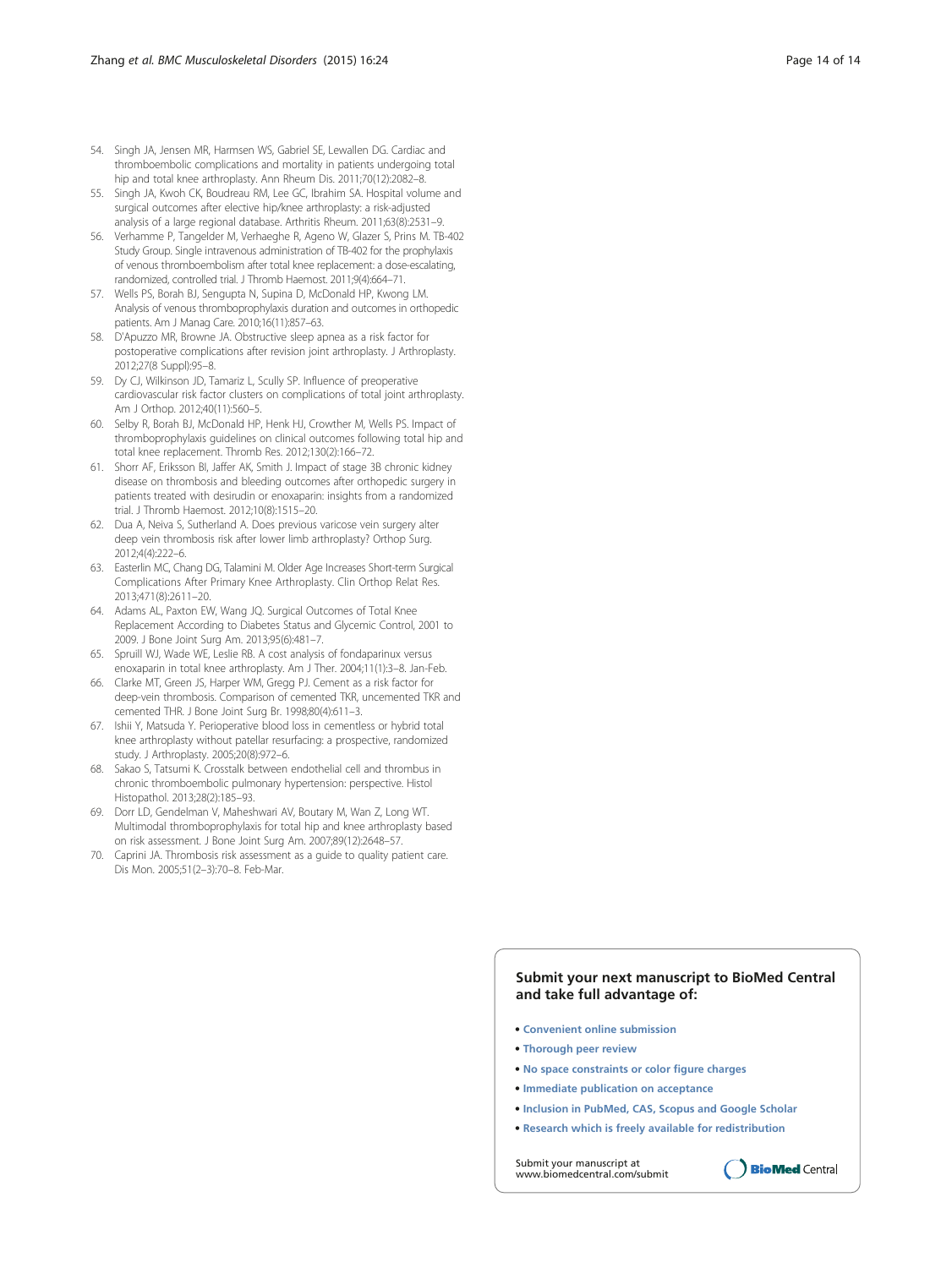54. Singh JA, Jensen MR, Harmsen WS, Gabriel SE, Lewallen DG. Cardiac and thromboembolic complications and mortality in patients undergoing total hip and total knee arthroplasty. Ann Rheum Dis. 2011;70(12):2082–8.
55. Singh JA, Kwoh CK, Boudreau RM, Lee GC, Ibrahim SA. Hospital volume and surgical outcomes after elective hip/knee arthroplasty: a risk-adjusted analysis of a large regional database. Arthritis Rheum. 2011;63(8):2531–9.
56. Verhamme P, Tangelder M, Verhaeghe R, Ageno W, Glazer S, Prins M. TB-402 Study Group. Single intravenous administration of TB-402 for the prophylaxis of venous thromboembolism after total knee replacement: a dose-escalating, randomized, controlled trial. J Thromb Haemost. 2011;9(4):664–71.
57. Wells PS, Borah BJ, Sengupta N, Supina D, McDonald HP, Kwong LM. Analysis of venous thromboprophylaxis duration and outcomes in orthopedic patients. Am J Manag Care. 2010;16(11):857–63.
58. D'Apuzzo MR, Browne JA. Obstructive sleep apnea as a risk factor for postoperative complications after revision joint arthroplasty. J Arthroplasty. 2012;27(8 Suppl):95–8.
59. Dy CJ, Wilkinson JD, Tamariz L, Scully SP. Influence of preoperative cardiovascular risk factor clusters on complications of total joint arthroplasty. Am J Orthop. 2012;40(11):560–5.
60. Selby R, Borah BJ, McDonald HP, Henk HJ, Crowther M, Wells PS. Impact of thromboprophylaxis guidelines on clinical outcomes following total hip and total knee replacement. Thromb Res. 2012;130(2):166–72.
61. Shorr AF, Eriksson BI, Jaffer AK, Smith J. Impact of stage 3B chronic kidney disease on thrombosis and bleeding outcomes after orthopedic surgery in patients treated with desirudin or enoxaparin: insights from a randomized trial. J Thromb Haemost. 2012;10(8):1515–20.
62. Dua A, Neiva S, Sutherland A. Does previous varicose vein surgery alter deep vein thrombosis risk after lower limb arthroplasty? Orthop Surg. 2012;4(4):222–6.
63. Easterlin MC, Chang DG, Talamini M. Older Age Increases Short-term Surgical Complications After Primary Knee Arthroplasty. Clin Orthop Relat Res. 2013;471(8):2611–20.
64. Adams AL, Paxton EW, Wang JQ. Surgical Outcomes of Total Knee Replacement According to Diabetes Status and Glycemic Control, 2001 to 2009. J Bone Joint Surg Am. 2013;95(6):481–7.
65. Spruill WJ, Wade WE, Leslie RB. A cost analysis of fondaparinux versus enoxaparin in total knee arthroplasty. Am J Ther. 2004;11(1):3–8. Jan-Feb.
66. Clarke MT, Green JS, Harper WM, Gregg PJ. Cement as a risk factor for deep-vein thrombosis. Comparison of cemented TKR, uncemented TKR and cemented THR. J Bone Joint Surg Br. 1998;80(4):611–3.
67. Ishii Y, Matsuda Y. Perioperative blood loss in cementless or hybrid total knee arthroplasty without patellar resurfacing: a prospective, randomized study. J Arthroplasty. 2005;20(8):972–6.
68. Sakao S, Tatsumi K. Crosstalk between endothelial cell and thrombus in chronic thromboembolic pulmonary hypertension: perspective. Histol Histopathol. 2013;28(2):185–93.
69. Dorr LD, Gendelman V, Maheshwari AV, Boutary M, Wan Z, Long WT. Multimodal thromboprophylaxis for total hip and knee arthroplasty based on risk assessment. J Bone Joint Surg Am. 2007;89(12):2648–57.
70. Caprini JA. Thrombosis risk assessment as a guide to quality patient care. Dis Mon. 2005;51(2–3):70–8. Feb-Mar.

**Submit your next manuscript to BioMed Central and take full advantage of:**

- **Convenient online submission**
- **Thorough peer review**
- **No space constraints or color figure charges**
- **Immediate publication on acceptance**
- **Inclusion in PubMed, CAS, Scopus and Google Scholar**
- **Research which is freely available for redistribution**

Submit your manuscript at
www.biomedcentral.com/submit

BioMed Central